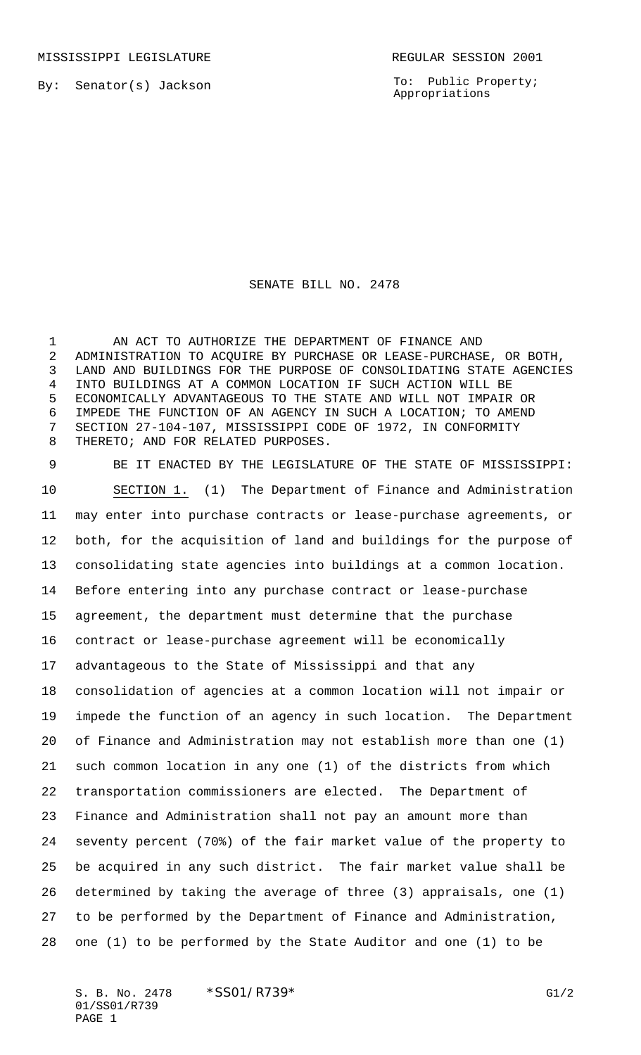MISSISSIPPI LEGISLATURE REGULAR SESSION 2001

By: Senator(s) Jackson

To: Public Property; Appropriations

# SENATE BILL NO. 2478

AN ACT TO AUTHORIZE THE DEPARTMENT OF FINANCE AND ADMINISTRATION TO ACQUIRE BY PURCHASE OR LEASE-PURCHASE, OR BOTH, LAND AND BUILDINGS FOR THE PURPOSE OF CONSOLIDATING STATE AGENCIES INTO BUILDINGS AT A COMMON LOCATION IF SUCH ACTION WILL BE ECONOMICALLY ADVANTAGEOUS TO THE STATE AND WILL NOT IMPAIR OR IMPEDE THE FUNCTION OF AN AGENCY IN SUCH A LOCATION; TO AMEND SECTION 27-104-107, MISSISSIPPI CODE OF 1972, IN CONFORMITY THERETO; AND FOR RELATED PURPOSES.

BE IT ENACTED BY THE LEGISLATURE OF THE STATE OF MISSISSIPPI:

SECTION 1. (1) The Department of Finance and Administration may enter into purchase contracts or lease-purchase agreements, or both, for the acquisition of land and buildings for the purpose of consolidating state agencies into buildings at a common location. Before entering into any purchase contract or lease-purchase agreement, the department must determine that the purchase contract or lease-purchase agreement will be economically advantageous to the State of Mississippi and that any consolidation of agencies at a common location will not impair or impede the function of an agency in such location. The Department of Finance and Administration may not establish more than one (1) such common location in any one (1) of the districts from which transportation commissioners are elected. The Department of Finance and Administration shall not pay an amount more than seventy percent (70%) of the fair market value of the property to be acquired in any such district. The fair market value shall be determined by taking the average of three (3) appraisals, one (1) to be performed by the Department of Finance and Administration, one (1) to be performed by the State Auditor and one (1) to be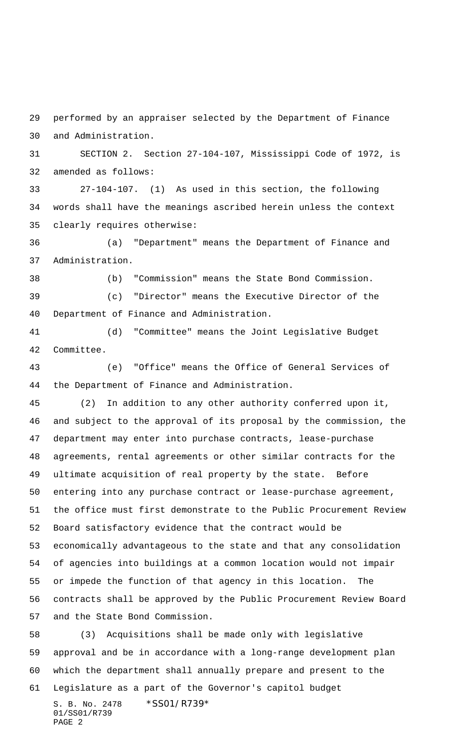performed by an appraiser selected by the Department of Finance and Administration.

SECTION 2. Section 27-104-107, Mississippi Code of 1972, is amended as follows:

27-104-107. (1) As used in this section, the following words shall have the meanings ascribed herein unless the context clearly requires otherwise:

(a) "Department" means the Department of Finance and Administration.

(b) "Commission" means the State Bond Commission.

(c) "Director" means the Executive Director of the Department of Finance and Administration.

(d) "Committee" means the Joint Legislative Budget Committee.

(e) "Office" means the Office of General Services of the Department of Finance and Administration.

(2) In addition to any other authority conferred upon it, and subject to the approval of its proposal by the commission, the department may enter into purchase contracts, lease-purchase agreements, rental agreements or other similar contracts for the ultimate acquisition of real property by the state. Before entering into any purchase contract or lease-purchase agreement, the office must first demonstrate to the Public Procurement Review Board satisfactory evidence that the contract would be economically advantageous to the state and that any consolidation of agencies into buildings at a common location would not impair or impede the function of that agency in this location. The contracts shall be approved by the Public Procurement Review Board and the State Bond Commission.

(3) Acquisitions shall be made only with legislative approval and be in accordance with a long-range development plan which the department shall annually prepare and present to the Legislature as a part of the Governor's capitol budget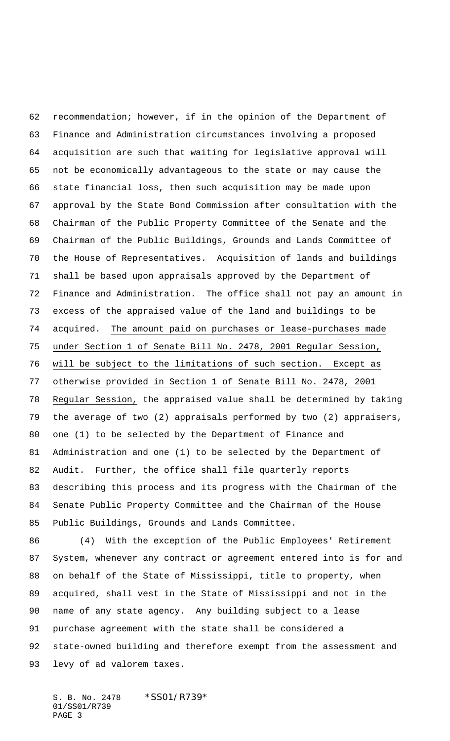recommendation; however, if in the opinion of the Department of Finance and Administration circumstances involving a proposed acquisition are such that waiting for legislative approval will not be economically advantageous to the state or may cause the state financial loss, then such acquisition may be made upon approval by the State Bond Commission after consultation with the Chairman of the Public Property Committee of the Senate and the Chairman of the Public Buildings, Grounds and Lands Committee of the House of Representatives. Acquisition of lands and buildings shall be based upon appraisals approved by the Department of Finance and Administration. The office shall not pay an amount in excess of the appraised value of the land and buildings to be acquired. <u>The amount paid on purchases or lease-purchases made under Section 1 of Senate Bill No. 2478, 2001 Regular Session, will be subject to the limitations of such section. Except as otherwise provided in Section 1 of Senate Bill No. 2478, 2001 Regular Session,</u> the appraised value shall be determined by taking the average of two (2) appraisals performed by two (2) appraisers, one (1) to be selected by the Department of Finance and Administration and one (1) to be selected by the Department of Audit. Further, the office shall file quarterly reports describing this process and its progress with the Chairman of the Senate Public Property Committee and the Chairman of the House Public Buildings, Grounds and Lands Committee.

(4) With the exception of the Public Employees' Retirement System, whenever any contract or agreement entered into is for and on behalf of the State of Mississippi, title to property, when acquired, shall vest in the State of Mississippi and not in the name of any state agency. Any building subject to a lease purchase agreement with the state shall be considered a state-owned building and therefore exempt from the assessment and levy of ad valorem taxes.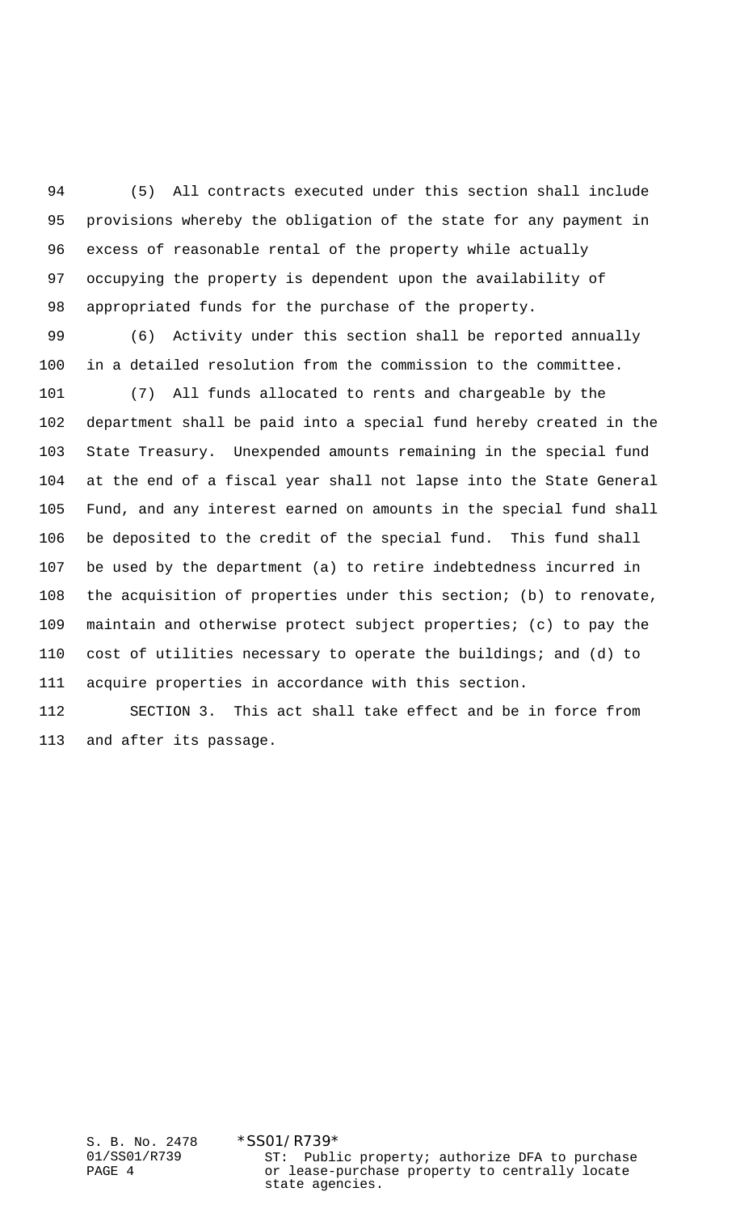(5) All contracts executed under this section shall include provisions whereby the obligation of the state for any payment in excess of reasonable rental of the property while actually occupying the property is dependent upon the availability of appropriated funds for the purchase of the property.

(6) Activity under this section shall be reported annually in a detailed resolution from the commission to the committee.

(7) All funds allocated to rents and chargeable by the department shall be paid into a special fund hereby created in the State Treasury. Unexpended amounts remaining in the special fund at the end of a fiscal year shall not lapse into the State General Fund, and any interest earned on amounts in the special fund shall be deposited to the credit of the special fund. This fund shall be used by the department (a) to retire indebtedness incurred in the acquisition of properties under this section; (b) to renovate, maintain and otherwise protect subject properties; (c) to pay the cost of utilities necessary to operate the buildings; and (d) to acquire properties in accordance with this section.

SECTION 3. This act shall take effect and be in force from and after its passage.

ST: Public property; authorize DFA to purchase or lease-purchase property to centrally locate state agencies.